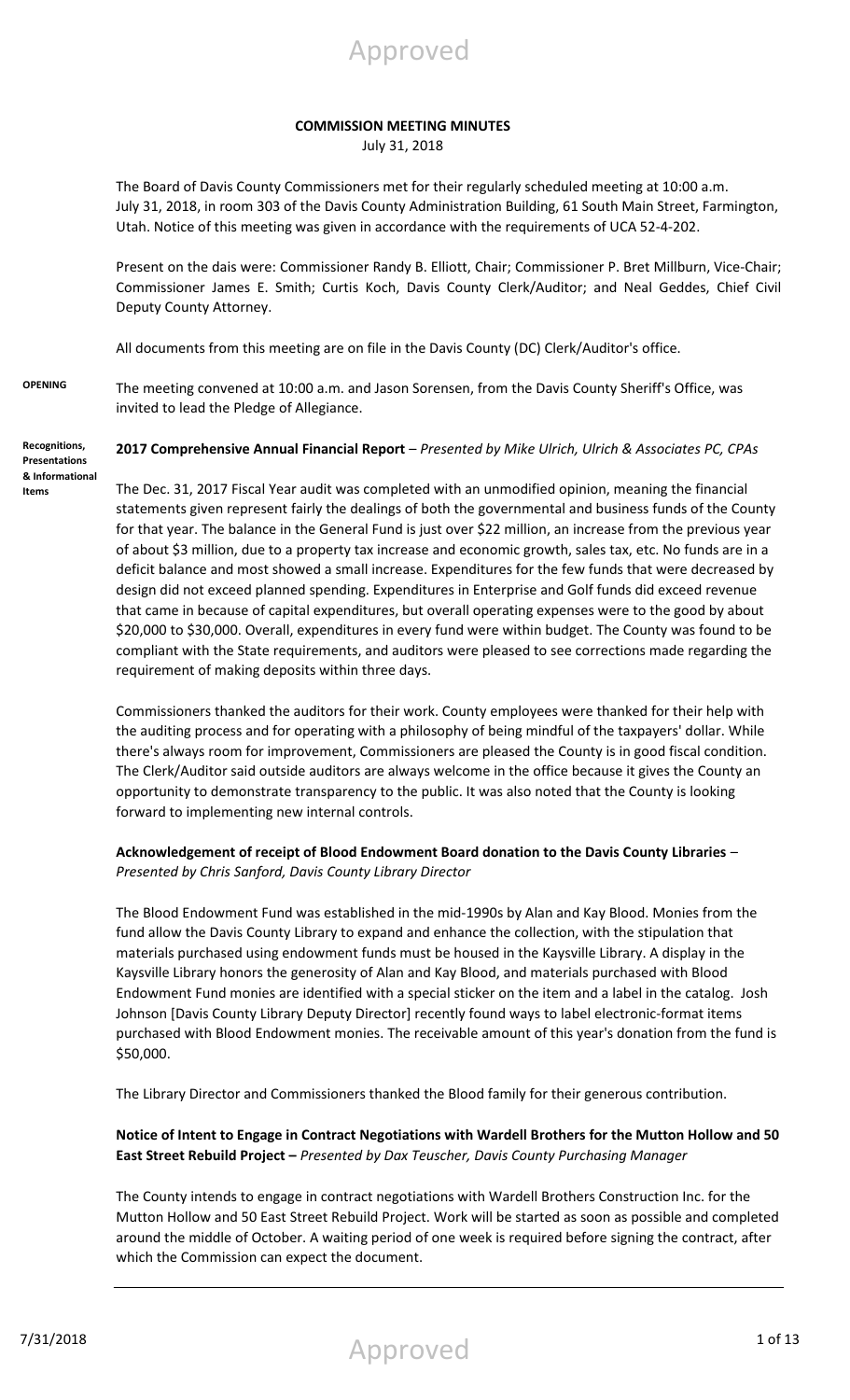# COMMISSION MEETING MINUTES

July 31, 2018

The Board of Davis County Commissioners met for their regularly scheduled meeting at 10:00 a.m. July 31, 2018, in room 303 of the Davis County Administration Building, 61 South Main Street, Farmington, Utah. Notice of this meeting was given in accordance with the requirements of UCA 52-4-202.

Present on the dais were: Commissioner Randy B. Elliott, Chair; Commissioner P. Bret Millburn, Vice-Chair; Commissioner James E. Smith; Curtis Koch, Davis County Clerk/Auditor; and Neal Geddes, Chief Civil Deputy County Attorney.

All documents from this meeting are on file in the Davis County (DC) Clerk/Auditor's office.

**OPENING**

The meeting convened at 10:00 a.m. and Jason Sorensen, from the Davis County Sheriff's Office, was invited to lead the Pledge of Allegiance.

**Recognitions, Presentations & Informational Items**

**2017 Comprehensive Annual Financial Report** – *Presented by Mike Ulrich, Ulrich & Associates PC, CPAs*

The Dec. 31, 2017 Fiscal Year audit was completed with an unmodified opinion, meaning the financial statements given represent fairly the dealings of both the governmental and business funds of the County for that year. The balance in the General Fund is just over $22 million, an increase from the previous year of about $3 million, due to a property tax increase and economic growth, sales tax, etc. No funds are in a deficit balance and most showed a small increase. Expenditures for the few funds that were decreased by design did not exceed planned spending. Expenditures in Enterprise and Golf funds did exceed revenue that came in because of capital expenditures, but overall operating expenses were to the good by about $20,000 to $30,000. Overall, expenditures in every fund were within budget. The County was found to be compliant with the State requirements, and auditors were pleased to see corrections made regarding the requirement of making deposits within three days.

Commissioners thanked the auditors for their work. County employees were thanked for their help with the auditing process and for operating with a philosophy of being mindful of the taxpayers' dollar. While there's always room for improvement, Commissioners are pleased the County is in good fiscal condition. The Clerk/Auditor said outside auditors are always welcome in the office because it gives the County an opportunity to demonstrate transparency to the public. It was also noted that the County is looking forward to implementing new internal controls.

**Acknowledgement of receipt of Blood Endowment Board donation to the Davis County Libraries** – *Presented by Chris Sanford, Davis County Library Director*

The Blood Endowment Fund was established in the mid-1990s by Alan and Kay Blood. Monies from the fund allow the Davis County Library to expand and enhance the collection, with the stipulation that materials purchased using endowment funds must be housed in the Kaysville Library. A display in the Kaysville Library honors the generosity of Alan and Kay Blood, and materials purchased with Blood Endowment Fund monies are identified with a special sticker on the item and a label in the catalog. Josh Johnson [Davis County Library Deputy Director] recently found ways to label electronic-format items purchased with Blood Endowment monies. The receivable amount of this year's donation from the fund is $50,000.

The Library Director and Commissioners thanked the Blood family for their generous contribution.

**Notice of Intent to Engage in Contract Negotiations with Wardell Brothers for the Mutton Hollow and 50 East Street Rebuild Project –** *Presented by Dax Teuscher, Davis County Purchasing Manager*

The County intends to engage in contract negotiations with Wardell Brothers Construction Inc. for the Mutton Hollow and 50 East Street Rebuild Project. Work will be started as soon as possible and completed around the middle of October. A waiting period of one week is required before signing the contract, after which the Commission can expect the document.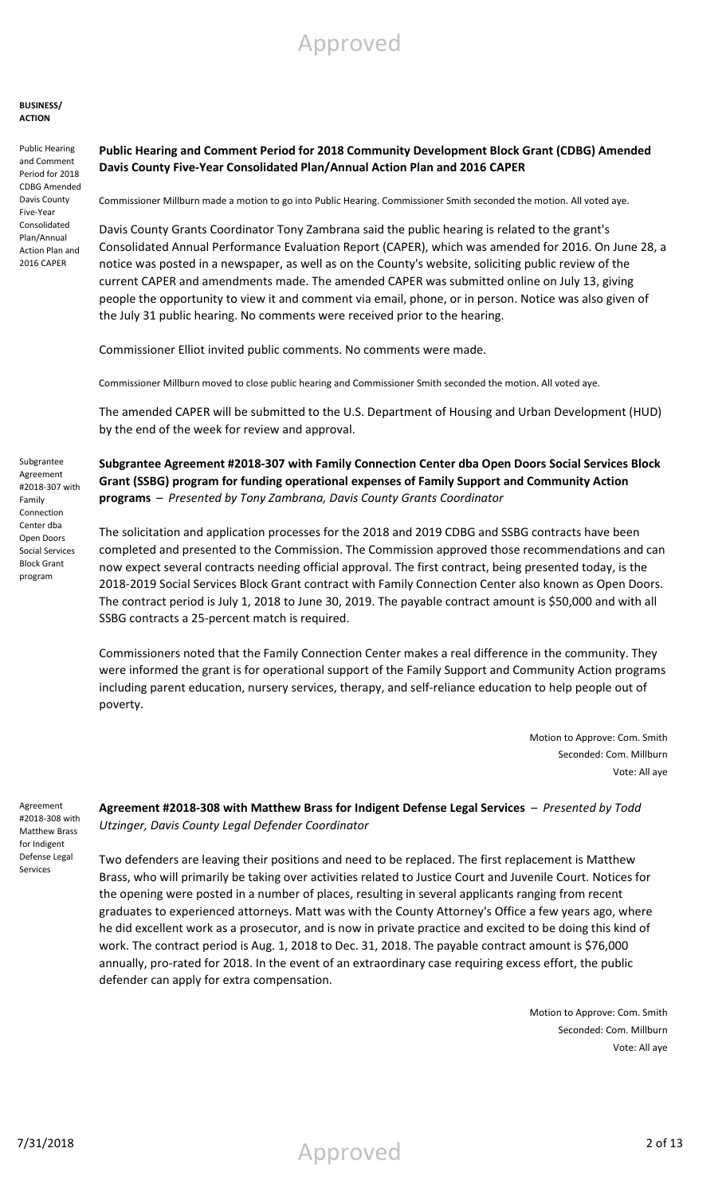**BUSINESS/ ACTION**

Public Hearing and Comment Period for 2018 CDBG Amended Davis County Five-Year Consolidated Plan/Annual Action Plan and 2016 CAPER

**Public Hearing and Comment Period for 2018 Community Development Block Grant (CDBG) Amended Davis County Five-Year Consolidated Plan/Annual Action Plan and 2016 CAPER**

Commissioner Millburn made a motion to go into Public Hearing. Commissioner Smith seconded the motion. All voted aye.

Davis County Grants Coordinator Tony Zambrana said the public hearing is related to the grant's Consolidated Annual Performance Evaluation Report (CAPER), which was amended for 2016. On June 28, a notice was posted in a newspaper, as well as on the County's website, soliciting public review of the current CAPER and amendments made. The amended CAPER was submitted online on July 13, giving people the opportunity to view it and comment via email, phone, or in person. Notice was also given of the July 31 public hearing. No comments were received prior to the hearing.

Commissioner Elliot invited public comments. No comments were made.

Commissioner Millburn moved to close public hearing and Commissioner Smith seconded the motion. All voted aye.

The amended CAPER will be submitted to the U.S. Department of Housing and Urban Development (HUD) by the end of the week for review and approval.

Subgrantee Agreement #2018-307 with Family Connection Center dba Open Doors Social Services Block Grant program

**Subgrantee Agreement #2018-307 with Family Connection Center dba Open Doors Social Services Block Grant (SSBG) program for funding operational expenses of Family Support and Community Action programs** – *Presented by Tony Zambrana, Davis County Grants Coordinator*

The solicitation and application processes for the 2018 and 2019 CDBG and SSBG contracts have been completed and presented to the Commission. The Commission approved those recommendations and can now expect several contracts needing official approval. The first contract, being presented today, is the 2018-2019 Social Services Block Grant contract with Family Connection Center also known as Open Doors. The contract period is July 1, 2018 to June 30, 2019. The payable contract amount is $50,000 and with all SSBG contracts a 25-percent match is required.

Commissioners noted that the Family Connection Center makes a real difference in the community. They were informed the grant is for operational support of the Family Support and Community Action programs including parent education, nursery services, therapy, and self-reliance education to help people out of poverty.

Motion to Approve: Com. Smith
Seconded: Com. Millburn
Vote: All aye

Agreement #2018-308 with Matthew Brass for Indigent Defense Legal Services

**Agreement #2018-308 with Matthew Brass for Indigent Defense Legal Services** – *Presented by Todd Utzinger, Davis County Legal Defender Coordinator*

Two defenders are leaving their positions and need to be replaced. The first replacement is Matthew Brass, who will primarily be taking over activities related to Justice Court and Juvenile Court. Notices for the opening were posted in a number of places, resulting in several applicants ranging from recent graduates to experienced attorneys. Matt was with the County Attorney's Office a few years ago, where he did excellent work as a prosecutor, and is now in private practice and excited to be doing this kind of work. The contract period is Aug. 1, 2018 to Dec. 31, 2018. The payable contract amount is $76,000 annually, pro-rated for 2018. In the event of an extraordinary case requiring excess effort, the public defender can apply for extra compensation.

Motion to Approve: Com. Smith
Seconded: Com. Millburn
Vote: All aye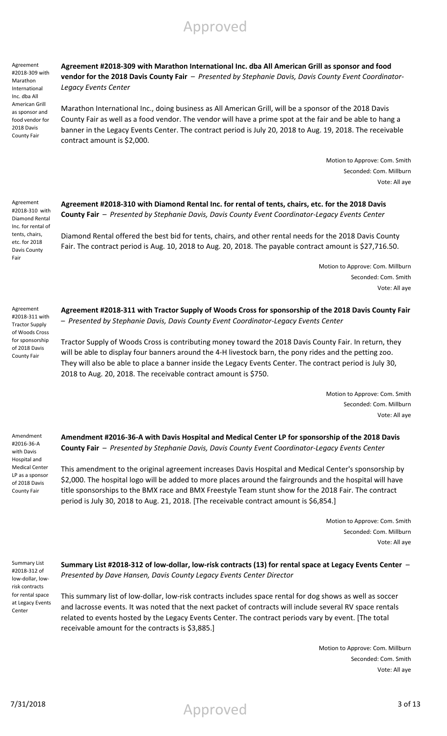Agreement #2018-309 with Marathon International Inc. dba All American Grill as sponsor and food vendor for 2018 Davis County Fair

**Agreement #2018-309 with Marathon International Inc. dba All American Grill as sponsor and food vendor for the 2018 Davis County Fair** – *Presented by Stephanie Davis, Davis County Event Coordinator-Legacy Events Center*

Marathon International Inc., doing business as All American Grill, will be a sponsor of the 2018 Davis County Fair as well as a food vendor. The vendor will have a prime spot at the fair and be able to hang a banner in the Legacy Events Center. The contract period is July 20, 2018 to Aug. 19, 2018. The receivable contract amount is $2,000.

Motion to Approve: Com. Smith
Seconded: Com. Millburn
Vote: All aye

Agreement #2018-310 with Diamond Rental Inc. for rental of tents, chairs, etc. for 2018 Davis County Fair

**Agreement #2018-310 with Diamond Rental Inc. for rental of tents, chairs, etc. for the 2018 Davis County Fair** – *Presented by Stephanie Davis, Davis County Event Coordinator-Legacy Events Center*

Diamond Rental offered the best bid for tents, chairs, and other rental needs for the 2018 Davis County Fair. The contract period is Aug. 10, 2018 to Aug. 20, 2018. The payable contract amount is $27,716.50.

Motion to Approve: Com. Millburn
Seconded: Com. Smith
Vote: All aye

Agreement #2018-311 with Tractor Supply of Woods Cross for sponsorship of 2018 Davis County Fair

**Agreement #2018-311 with Tractor Supply of Woods Cross for sponsorship of the 2018 Davis County Fair** – *Presented by Stephanie Davis, Davis County Event Coordinator-Legacy Events Center*

Tractor Supply of Woods Cross is contributing money toward the 2018 Davis County Fair. In return, they will be able to display four banners around the 4-H livestock barn, the pony rides and the petting zoo. They will also be able to place a banner inside the Legacy Events Center. The contract period is July 30, 2018 to Aug. 20, 2018. The receivable contract amount is $750.

Motion to Approve: Com. Smith
Seconded: Com. Millburn
Vote: All aye

Amendment #2016-36-A with Davis Hospital and Medical Center LP as a sponsor of 2018 Davis County Fair

**Amendment #2016-36-A with Davis Hospital and Medical Center LP for sponsorship of the 2018 Davis County Fair** – *Presented by Stephanie Davis, Davis County Event Coordinator-Legacy Events Center*

This amendment to the original agreement increases Davis Hospital and Medical Center's sponsorship by $2,000. The hospital logo will be added to more places around the fairgrounds and the hospital will have title sponsorships to the BMX race and BMX Freestyle Team stunt show for the 2018 Fair. The contract period is July 30, 2018 to Aug. 21, 2018. [The receivable contract amount is $6,854.]

Motion to Approve: Com. Smith
Seconded: Com. Millburn
Vote: All aye

Summary List #2018-312 of low-dollar, low-risk contracts for rental space at Legacy Events Center

**Summary List #2018-312 of low-dollar, low-risk contracts (13) for rental space at Legacy Events Center** – *Presented by Dave Hansen, Davis County Legacy Events Center Director*

This summary list of low-dollar, low-risk contracts includes space rental for dog shows as well as soccer and lacrosse events. It was noted that the next packet of contracts will include several RV space rentals related to events hosted by the Legacy Events Center. The contract periods vary by event. [The total receivable amount for the contracts is $3,885.]

Motion to Approve: Com. Millburn
Seconded: Com. Smith
Vote: All aye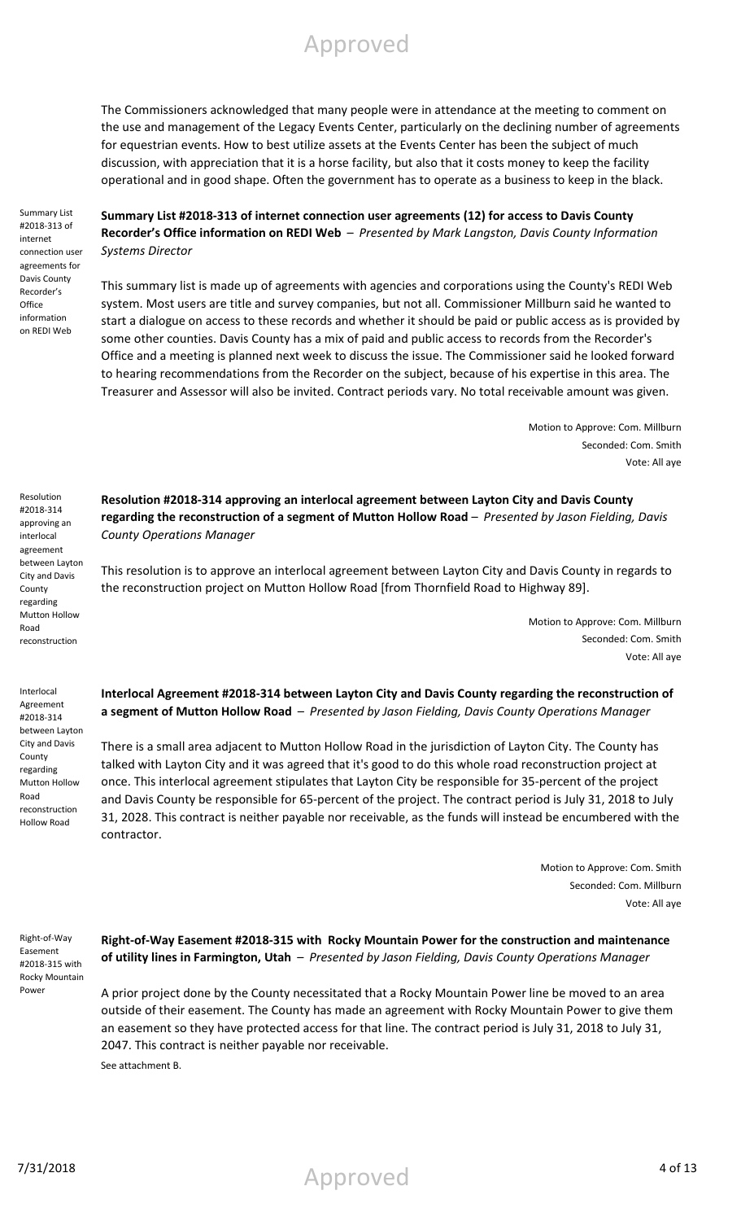The Commissioners acknowledged that many people were in attendance at the meeting to comment on the use and management of the Legacy Events Center, particularly on the declining number of agreements for equestrian events. How to best utilize assets at the Events Center has been the subject of much discussion, with appreciation that it is a horse facility, but also that it costs money to keep the facility operational and in good shape. Often the government has to operate as a business to keep in the black.

Summary List #2018-313 of internet connection user agreements for Davis County Recorder's Office information on REDI Web

**Summary List #2018-313 of internet connection user agreements (12) for access to Davis County Recorder's Office information on REDI Web** – *Presented by Mark Langston, Davis County Information Systems Director*

This summary list is made up of agreements with agencies and corporations using the County's REDI Web system. Most users are title and survey companies, but not all. Commissioner Millburn said he wanted to start a dialogue on access to these records and whether it should be paid or public access as is provided by some other counties. Davis County has a mix of paid and public access to records from the Recorder's Office and a meeting is planned next week to discuss the issue. The Commissioner said he looked forward to hearing recommendations from the Recorder on the subject, because of his expertise in this area. The Treasurer and Assessor will also be invited. Contract periods vary. No total receivable amount was given.

Motion to Approve: Com. Millburn
Seconded: Com. Smith
Vote: All aye

Resolution #2018-314 approving an interlocal agreement between Layton City and Davis County regarding Mutton Hollow Road reconstruction

**Resolution #2018-314 approving an interlocal agreement between Layton City and Davis County regarding the reconstruction of a segment of Mutton Hollow Road** – *Presented by Jason Fielding, Davis County Operations Manager*

This resolution is to approve an interlocal agreement between Layton City and Davis County in regards to the reconstruction project on Mutton Hollow Road [from Thornfield Road to Highway 89].

Motion to Approve: Com. Millburn
Seconded: Com. Smith
Vote: All aye

Interlocal Agreement #2018-314 between Layton City and Davis County regarding Mutton Hollow Road reconstruction Hollow Road

**Interlocal Agreement #2018-314 between Layton City and Davis County regarding the reconstruction of a segment of Mutton Hollow Road** – *Presented by Jason Fielding, Davis County Operations Manager*

There is a small area adjacent to Mutton Hollow Road in the jurisdiction of Layton City. The County has talked with Layton City and it was agreed that it's good to do this whole road reconstruction project at once. This interlocal agreement stipulates that Layton City be responsible for 35-percent of the project and Davis County be responsible for 65-percent of the project. The contract period is July 31, 2018 to July 31, 2028. This contract is neither payable nor receivable, as the funds will instead be encumbered with the contractor.

Motion to Approve: Com. Smith
Seconded: Com. Millburn
Vote: All aye

Right-of-Way Easement #2018-315 with Rocky Mountain Power

**Right-of-Way Easement #2018-315 with Rocky Mountain Power for the construction and maintenance of utility lines in Farmington, Utah** – *Presented by Jason Fielding, Davis County Operations Manager*

A prior project done by the County necessitated that a Rocky Mountain Power line be moved to an area outside of their easement. The County has made an agreement with Rocky Mountain Power to give them an easement so they have protected access for that line. The contract period is July 31, 2018 to July 31, 2047. This contract is neither payable nor receivable.

See attachment B.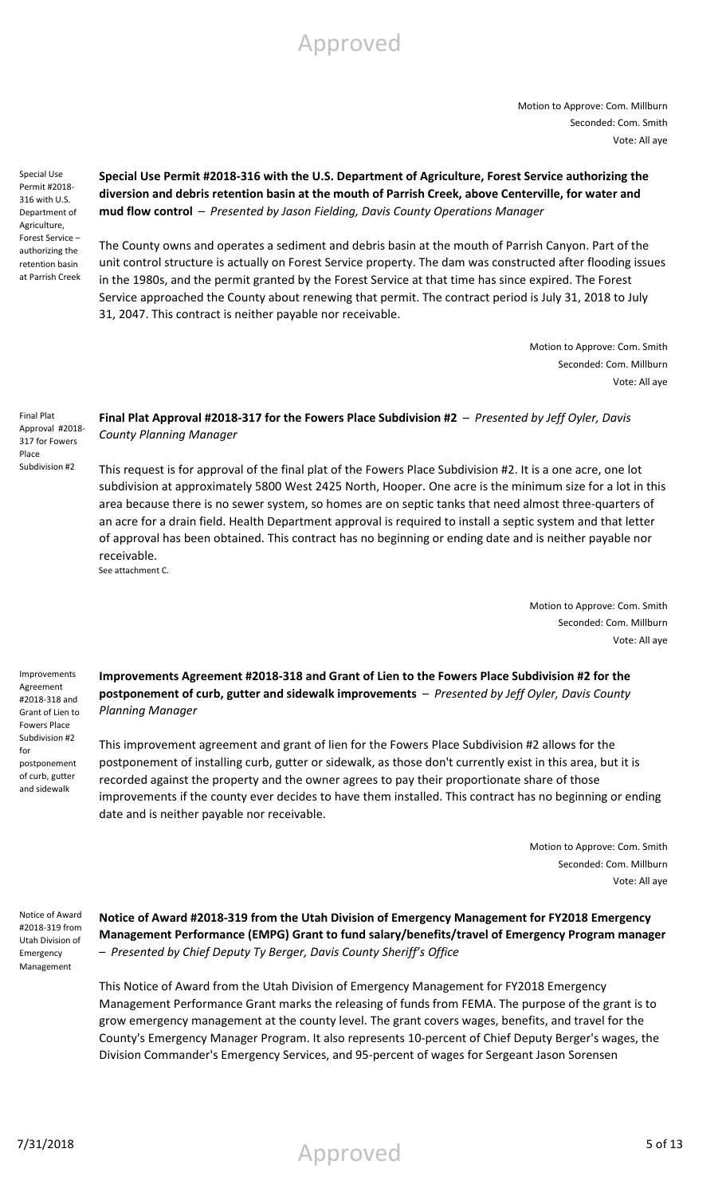Motion to Approve: Com. Millburn
Seconded: Com. Smith
Vote: All aye

Special Use Permit #2018-316 with U.S. Department of Agriculture, Forest Service – authorizing the retention basin at Parrish Creek

**Special Use Permit #2018-316 with the U.S. Department of Agriculture, Forest Service authorizing the diversion and debris retention basin at the mouth of Parrish Creek, above Centerville, for water and mud flow control** – *Presented by Jason Fielding, Davis County Operations Manager*

The County owns and operates a sediment and debris basin at the mouth of Parrish Canyon. Part of the unit control structure is actually on Forest Service property. The dam was constructed after flooding issues in the 1980s, and the permit granted by the Forest Service at that time has since expired. The Forest Service approached the County about renewing that permit. The contract period is July 31, 2018 to July 31, 2047. This contract is neither payable nor receivable.

Motion to Approve: Com. Smith
Seconded: Com. Millburn
Vote: All aye

Final Plat Approval #2018-317 for Fowers Place Subdivision #2

**Final Plat Approval #2018-317 for the Fowers Place Subdivision #2** – *Presented by Jeff Oyler, Davis County Planning Manager*

This request is for approval of the final plat of the Fowers Place Subdivision #2. It is a one acre, one lot subdivision at approximately 5800 West 2425 North, Hooper. One acre is the minimum size for a lot in this area because there is no sewer system, so homes are on septic tanks that need almost three-quarters of an acre for a drain field. Health Department approval is required to install a septic system and that letter of approval has been obtained. This contract has no beginning or ending date and is neither payable nor receivable.
See attachment C.

Motion to Approve: Com. Smith
Seconded: Com. Millburn
Vote: All aye

Improvements Agreement #2018-318 and Grant of Lien to Fowers Place Subdivision #2 for postponement of curb, gutter and sidewalk

**Improvements Agreement #2018-318 and Grant of Lien to the Fowers Place Subdivision #2 for the postponement of curb, gutter and sidewalk improvements** – *Presented by Jeff Oyler, Davis County Planning Manager*

This improvement agreement and grant of lien for the Fowers Place Subdivision #2 allows for the postponement of installing curb, gutter or sidewalk, as those don't currently exist in this area, but it is recorded against the property and the owner agrees to pay their proportionate share of those improvements if the county ever decides to have them installed. This contract has no beginning or ending date and is neither payable nor receivable.

Motion to Approve: Com. Smith
Seconded: Com. Millburn
Vote: All aye

Notice of Award #2018-319 from Utah Division of Emergency Management

**Notice of Award #2018-319 from the Utah Division of Emergency Management for FY2018 Emergency Management Performance (EMPG) Grant to fund salary/benefits/travel of Emergency Program manager** – *Presented by Chief Deputy Ty Berger, Davis County Sheriff's Office*

This Notice of Award from the Utah Division of Emergency Management for FY2018 Emergency Management Performance Grant marks the releasing of funds from FEMA. The purpose of the grant is to grow emergency management at the county level. The grant covers wages, benefits, and travel for the County's Emergency Manager Program. It also represents 10-percent of Chief Deputy Berger's wages, the Division Commander's Emergency Services, and 95-percent of wages for Sergeant Jason Sorensen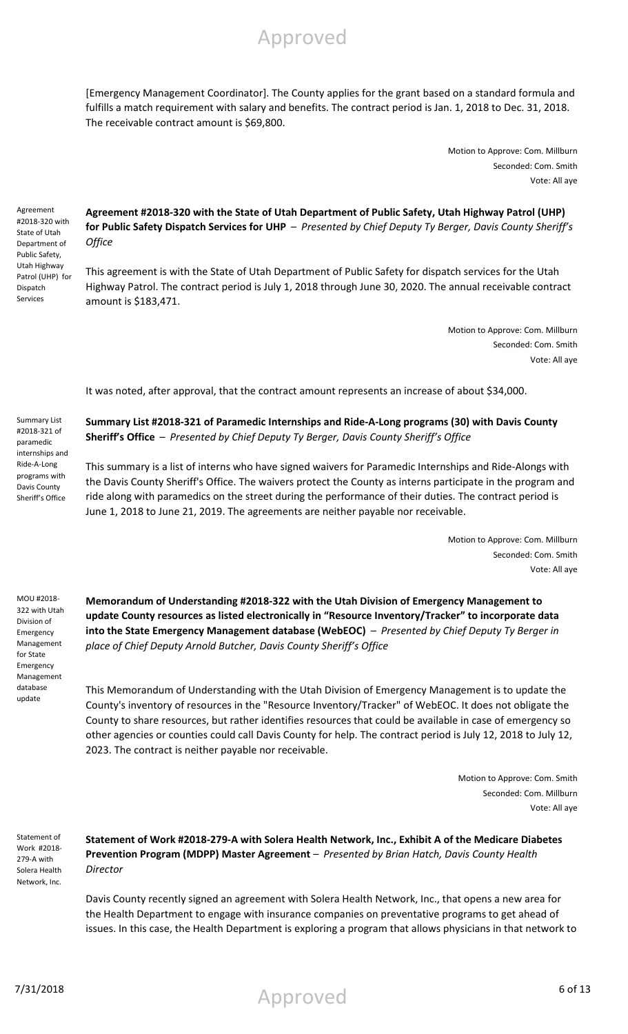[Emergency Management Coordinator]. The County applies for the grant based on a standard formula and fulfills a match requirement with salary and benefits. The contract period is Jan. 1, 2018 to Dec. 31, 2018. The receivable contract amount is $69,800.

Motion to Approve: Com. Millburn
Seconded: Com. Smith
Vote: All aye

Agreement #2018-320 with State of Utah Department of Public Safety, Utah Highway Patrol (UHP) for Dispatch Services

**Agreement #2018-320 with the State of Utah Department of Public Safety, Utah Highway Patrol (UHP) for Public Safety Dispatch Services for UHP** – *Presented by Chief Deputy Ty Berger, Davis County Sheriff's Office*

This agreement is with the State of Utah Department of Public Safety for dispatch services for the Utah Highway Patrol. The contract period is July 1, 2018 through June 30, 2020. The annual receivable contract amount is $183,471.

Motion to Approve: Com. Millburn
Seconded: Com. Smith
Vote: All aye

It was noted, after approval, that the contract amount represents an increase of about $34,000.

Summary List #2018-321 of paramedic internships and Ride-A-Long programs with Davis County Sheriff's Office

**Summary List #2018-321 of Paramedic Internships and Ride-A-Long programs (30) with Davis County Sheriff's Office** – *Presented by Chief Deputy Ty Berger, Davis County Sheriff's Office*

This summary is a list of interns who have signed waivers for Paramedic Internships and Ride-Alongs with the Davis County Sheriff's Office. The waivers protect the County as interns participate in the program and ride along with paramedics on the street during the performance of their duties. The contract period is June 1, 2018 to June 21, 2019. The agreements are neither payable nor receivable.

Motion to Approve: Com. Millburn
Seconded: Com. Smith
Vote: All aye

MOU #2018-322 with Utah Division of Emergency Management for State Emergency Management database update

**Memorandum of Understanding #2018-322 with the Utah Division of Emergency Management to update County resources as listed electronically in "Resource Inventory/Tracker" to incorporate data into the State Emergency Management database (WebEOC)** – *Presented by Chief Deputy Ty Berger in place of Chief Deputy Arnold Butcher, Davis County Sheriff's Office*

This Memorandum of Understanding with the Utah Division of Emergency Management is to update the County's inventory of resources in the "Resource Inventory/Tracker" of WebEOC. It does not obligate the County to share resources, but rather identifies resources that could be available in case of emergency so other agencies or counties could call Davis County for help. The contract period is July 12, 2018 to July 12, 2023. The contract is neither payable nor receivable.

Motion to Approve: Com. Smith
Seconded: Com. Millburn
Vote: All aye

Statement of Work #2018-279-A with Solera Health Network, Inc.

**Statement of Work #2018-279-A with Solera Health Network, Inc., Exhibit A of the Medicare Diabetes Prevention Program (MDPP) Master Agreement** – *Presented by Brian Hatch, Davis County Health Director*

Davis County recently signed an agreement with Solera Health Network, Inc., that opens a new area for the Health Department to engage with insurance companies on preventative programs to get ahead of issues. In this case, the Health Department is exploring a program that allows physicians in that network to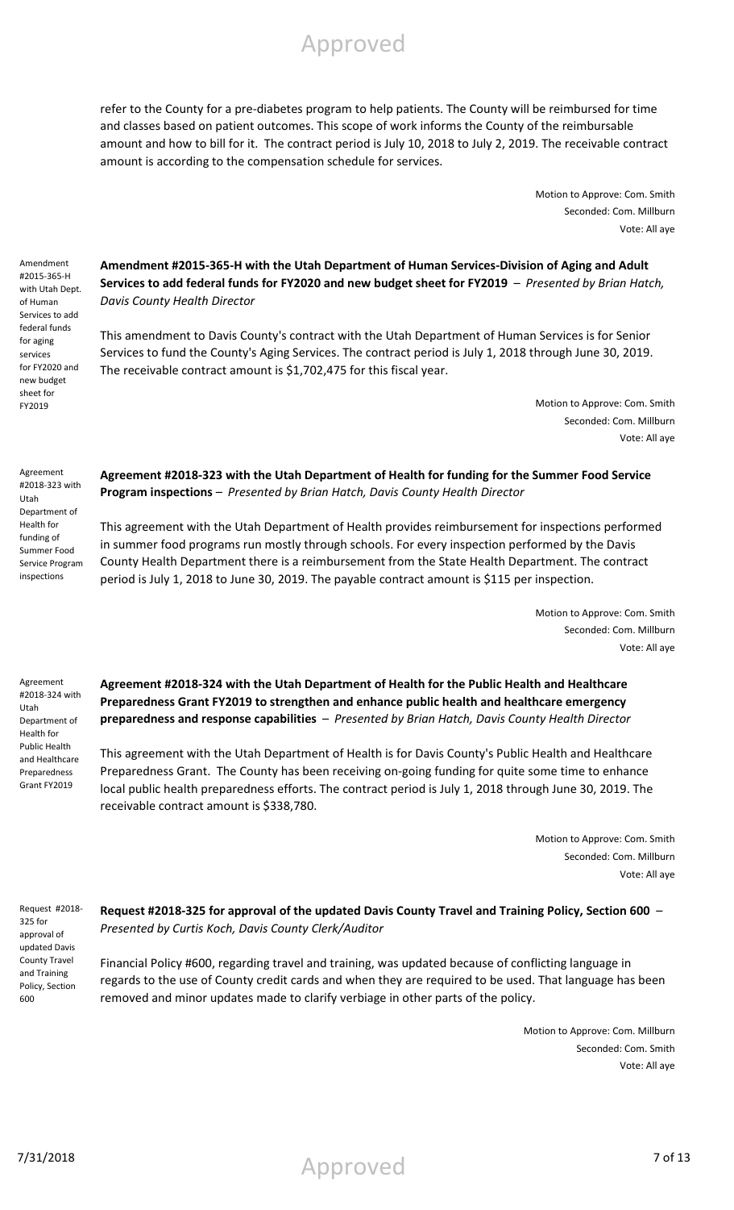refer to the County for a pre-diabetes program to help patients. The County will be reimbursed for time and classes based on patient outcomes. This scope of work informs the County of the reimbursable amount and how to bill for it. The contract period is July 10, 2018 to July 2, 2019. The receivable contract amount is according to the compensation schedule for services.

Motion to Approve: Com. Smith
Seconded: Com. Millburn
Vote: All aye

Amendment #2015-365-H with Utah Dept. of Human Services to add federal funds for aging services for FY2020 and new budget sheet for FY2019

**Amendment #2015-365-H with the Utah Department of Human Services-Division of Aging and Adult Services to add federal funds for FY2020 and new budget sheet for FY2019** – *Presented by Brian Hatch, Davis County Health Director*

This amendment to Davis County's contract with the Utah Department of Human Services is for Senior Services to fund the County's Aging Services. The contract period is July 1, 2018 through June 30, 2019. The receivable contract amount is $1,702,475 for this fiscal year.

Motion to Approve: Com. Smith
Seconded: Com. Millburn
Vote: All aye

Agreement #2018-323 with Utah Department of Health for funding of Summer Food Service Program inspections

**Agreement #2018-323 with the Utah Department of Health for funding for the Summer Food Service Program inspections** – *Presented by Brian Hatch, Davis County Health Director*

This agreement with the Utah Department of Health provides reimbursement for inspections performed in summer food programs run mostly through schools. For every inspection performed by the Davis County Health Department there is a reimbursement from the State Health Department. The contract period is July 1, 2018 to June 30, 2019. The payable contract amount is $115 per inspection.

Motion to Approve: Com. Smith
Seconded: Com. Millburn
Vote: All aye

Agreement #2018-324 with Utah Department of Health for Public Health and Healthcare Preparedness Grant FY2019

**Agreement #2018-324 with the Utah Department of Health for the Public Health and Healthcare Preparedness Grant FY2019 to strengthen and enhance public health and healthcare emergency preparedness and response capabilities** – *Presented by Brian Hatch, Davis County Health Director*

This agreement with the Utah Department of Health is for Davis County's Public Health and Healthcare Preparedness Grant. The County has been receiving on-going funding for quite some time to enhance local public health preparedness efforts. The contract period is July 1, 2018 through June 30, 2019. The receivable contract amount is $338,780.

Motion to Approve: Com. Smith
Seconded: Com. Millburn
Vote: All aye

Request #2018-325 for approval of updated Davis County Travel and Training Policy, Section 600

**Request #2018-325 for approval of the updated Davis County Travel and Training Policy, Section 600** – *Presented by Curtis Koch, Davis County Clerk/Auditor*

Financial Policy #600, regarding travel and training, was updated because of conflicting language in regards to the use of County credit cards and when they are required to be used. That language has been removed and minor updates made to clarify verbiage in other parts of the policy.

Motion to Approve: Com. Millburn
Seconded: Com. Smith
Vote: All aye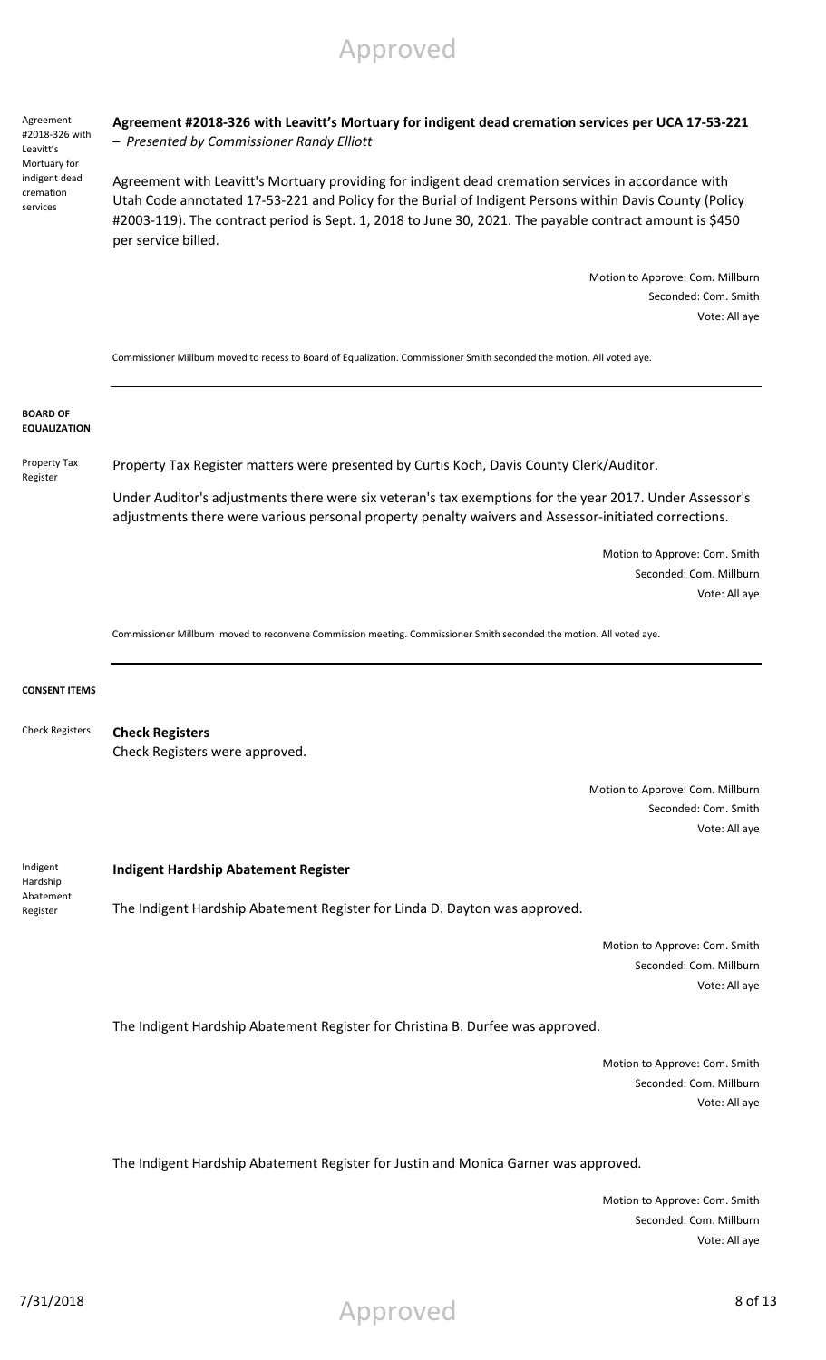Agreement #2018-326 with Leavitt's Mortuary for indigent dead cremation services

**Agreement #2018-326 with Leavitt's Mortuary for indigent dead cremation services per UCA 17-53-221**
– *Presented by Commissioner Randy Elliott*

Agreement with Leavitt's Mortuary providing for indigent dead cremation services in accordance with Utah Code annotated 17-53-221 and Policy for the Burial of Indigent Persons within Davis County (Policy #2003-119). The contract period is Sept. 1, 2018 to June 30, 2021. The payable contract amount is $450 per service billed.

Motion to Approve: Com. Millburn
Seconded: Com. Smith
Vote: All aye

Commissioner Millburn moved to recess to Board of Equalization. Commissioner Smith seconded the motion. All voted aye.

---

**BOARD OF EQUALIZATION**

Property Tax Register

Property Tax Register matters were presented by Curtis Koch, Davis County Clerk/Auditor.

Under Auditor's adjustments there were six veteran's tax exemptions for the year 2017. Under Assessor's adjustments there were various personal property penalty waivers and Assessor-initiated corrections.

Motion to Approve: Com. Smith
Seconded: Com. Millburn
Vote: All aye

Commissioner Millburn moved to reconvene Commission meeting. Commissioner Smith seconded the motion. All voted aye.

---

**CONSENT ITEMS**

Check Registers

**Check Registers**
Check Registers were approved.

Motion to Approve: Com. Millburn
Seconded: Com. Smith
Vote: All aye

Indigent Hardship Abatement Register

**Indigent Hardship Abatement Register**

The Indigent Hardship Abatement Register for Linda D. Dayton was approved.

Motion to Approve: Com. Smith
Seconded: Com. Millburn
Vote: All aye

The Indigent Hardship Abatement Register for Christina B. Durfee was approved.

Motion to Approve: Com. Smith
Seconded: Com. Millburn
Vote: All aye

The Indigent Hardship Abatement Register for Justin and Monica Garner was approved.

Motion to Approve: Com. Smith
Seconded: Com. Millburn
Vote: All aye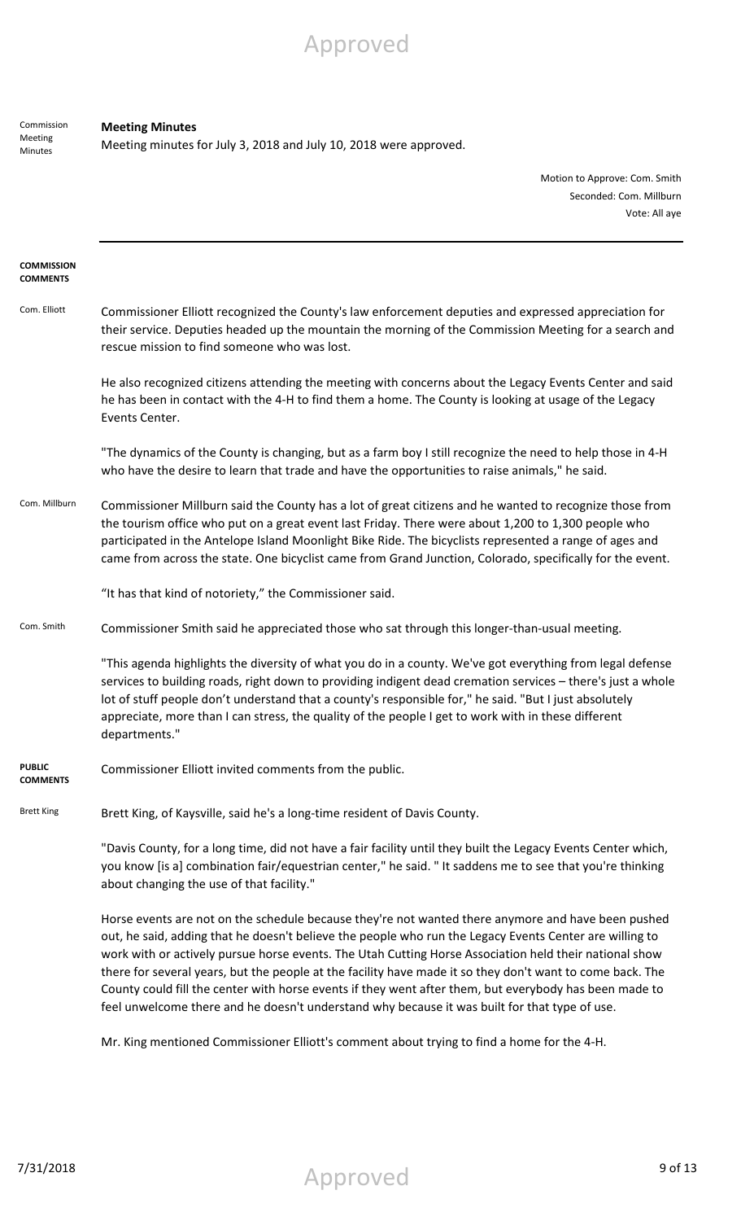Commission Meeting Minutes

**Meeting Minutes**

Meeting minutes for July 3, 2018 and July 10, 2018 were approved.

Motion to Approve: Com. Smith
Seconded: Com. Millburn
Vote: All aye

---

**COMMISSION COMMENTS**

Com. Elliott

Commissioner Elliott recognized the County's law enforcement deputies and expressed appreciation for their service. Deputies headed up the mountain the morning of the Commission Meeting for a search and rescue mission to find someone who was lost.

He also recognized citizens attending the meeting with concerns about the Legacy Events Center and said he has been in contact with the 4-H to find them a home. The County is looking at usage of the Legacy Events Center.

"The dynamics of the County is changing, but as a farm boy I still recognize the need to help those in 4-H who have the desire to learn that trade and have the opportunities to raise animals," he said.

Com. Millburn

Commissioner Millburn said the County has a lot of great citizens and he wanted to recognize those from the tourism office who put on a great event last Friday. There were about 1,200 to 1,300 people who participated in the Antelope Island Moonlight Bike Ride. The bicyclists represented a range of ages and came from across the state. One bicyclist came from Grand Junction, Colorado, specifically for the event.

"It has that kind of notoriety," the Commissioner said.

Com. Smith

Commissioner Smith said he appreciated those who sat through this longer-than-usual meeting.

"This agenda highlights the diversity of what you do in a county. We've got everything from legal defense services to building roads, right down to providing indigent dead cremation services – there's just a whole lot of stuff people don't understand that a county's responsible for," he said. "But I just absolutely appreciate, more than I can stress, the quality of the people I get to work with in these different departments."

**PUBLIC COMMENTS**

Commissioner Elliott invited comments from the public.

Brett King

Brett King, of Kaysville, said he's a long-time resident of Davis County.

"Davis County, for a long time, did not have a fair facility until they built the Legacy Events Center which, you know [is a] combination fair/equestrian center," he said. " It saddens me to see that you're thinking about changing the use of that facility."

Horse events are not on the schedule because they're not wanted there anymore and have been pushed out, he said, adding that he doesn't believe the people who run the Legacy Events Center are willing to work with or actively pursue horse events. The Utah Cutting Horse Association held their national show there for several years, but the people at the facility have made it so they don't want to come back. The County could fill the center with horse events if they went after them, but everybody has been made to feel unwelcome there and he doesn't understand why because it was built for that type of use.

Mr. King mentioned Commissioner Elliott's comment about trying to find a home for the 4-H.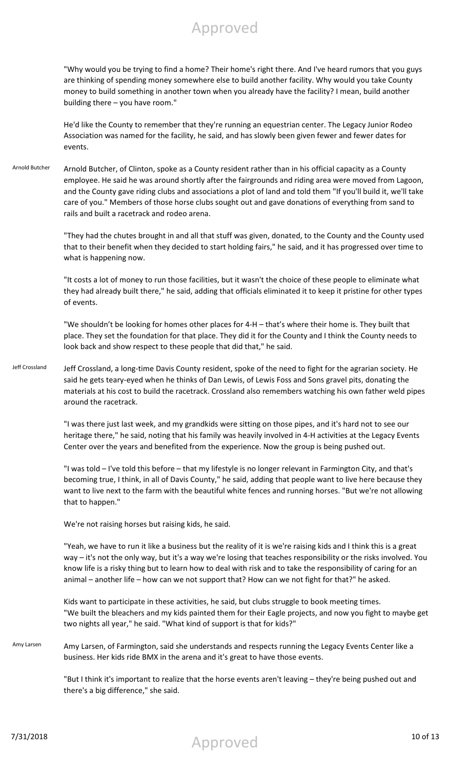"Why would you be trying to find a home? Their home's right there. And I've heard rumors that you guys are thinking of spending money somewhere else to build another facility. Why would you take County money to build something in another town when you already have the facility? I mean, build another building there – you have room."

He'd like the County to remember that they're running an equestrian center. The Legacy Junior Rodeo Association was named for the facility, he said, and has slowly been given fewer and fewer dates for events.

Arnold Butcher

Arnold Butcher, of Clinton, spoke as a County resident rather than in his official capacity as a County employee. He said he was around shortly after the fairgrounds and riding area were moved from Lagoon, and the County gave riding clubs and associations a plot of land and told them "If you'll build it, we'll take care of you." Members of those horse clubs sought out and gave donations of everything from sand to rails and built a racetrack and rodeo arena.

"They had the chutes brought in and all that stuff was given, donated, to the County and the County used that to their benefit when they decided to start holding fairs," he said, and it has progressed over time to what is happening now.

"It costs a lot of money to run those facilities, but it wasn't the choice of these people to eliminate what they had already built there," he said, adding that officials eliminated it to keep it pristine for other types of events.

"We shouldn't be looking for homes other places for 4-H – that's where their home is. They built that place. They set the foundation for that place. They did it for the County and I think the County needs to look back and show respect to these people that did that," he said.

Jeff Crossland

Jeff Crossland, a long-time Davis County resident, spoke of the need to fight for the agrarian society. He said he gets teary-eyed when he thinks of Dan Lewis, of Lewis Foss and Sons gravel pits, donating the materials at his cost to build the racetrack. Crossland also remembers watching his own father weld pipes around the racetrack.

"I was there just last week, and my grandkids were sitting on those pipes, and it's hard not to see our heritage there," he said, noting that his family was heavily involved in 4-H activities at the Legacy Events Center over the years and benefited from the experience. Now the group is being pushed out.

"I was told – I've told this before – that my lifestyle is no longer relevant in Farmington City, and that's becoming true, I think, in all of Davis County," he said, adding that people want to live here because they want to live next to the farm with the beautiful white fences and running horses. "But we're not allowing that to happen."

We're not raising horses but raising kids, he said.

"Yeah, we have to run it like a business but the reality of it is we're raising kids and I think this is a great way – it's not the only way, but it's a way we're losing that teaches responsibility or the risks involved. You know life is a risky thing but to learn how to deal with risk and to take the responsibility of caring for an animal – another life – how can we not support that? How can we not fight for that?" he asked.

Kids want to participate in these activities, he said, but clubs struggle to book meeting times.
"We built the bleachers and my kids painted them for their Eagle projects, and now you fight to maybe get two nights all year," he said. "What kind of support is that for kids?"

Amy Larsen

Amy Larsen, of Farmington, said she understands and respects running the Legacy Events Center like a business. Her kids ride BMX in the arena and it's great to have those events.

"But I think it's important to realize that the horse events aren't leaving – they're being pushed out and there's a big difference," she said.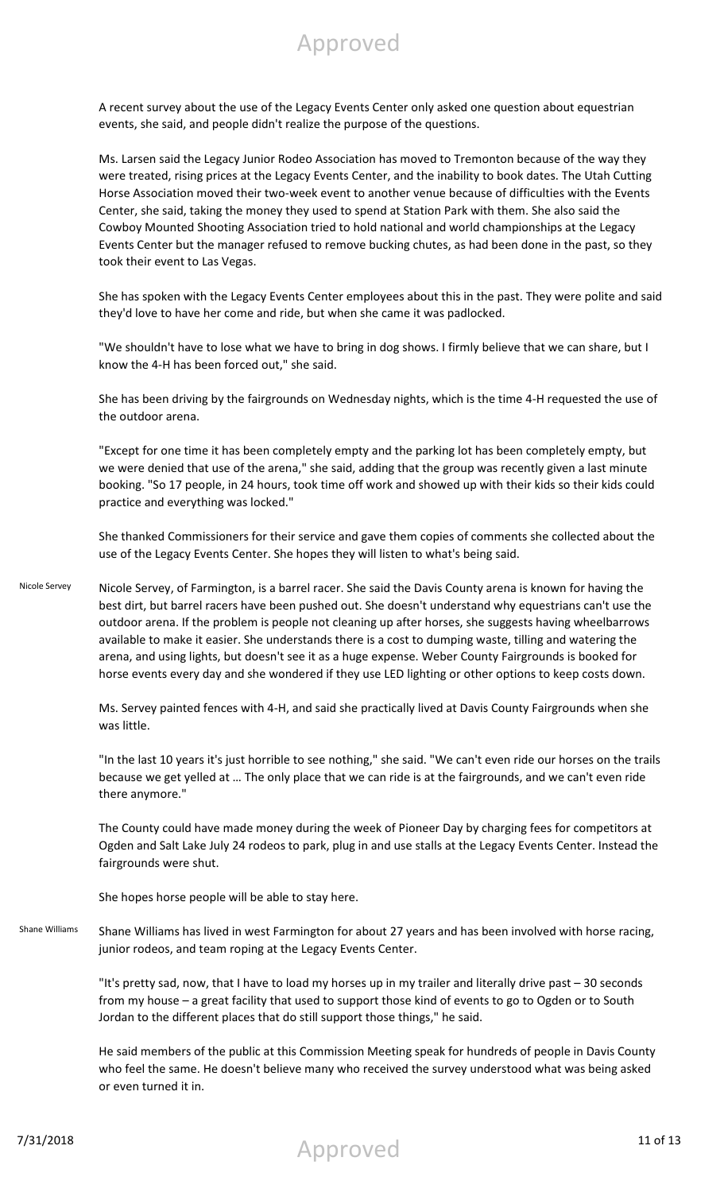A recent survey about the use of the Legacy Events Center only asked one question about equestrian events, she said, and people didn't realize the purpose of the questions.

Ms. Larsen said the Legacy Junior Rodeo Association has moved to Tremonton because of the way they were treated, rising prices at the Legacy Events Center, and the inability to book dates. The Utah Cutting Horse Association moved their two-week event to another venue because of difficulties with the Events Center, she said, taking the money they used to spend at Station Park with them. She also said the Cowboy Mounted Shooting Association tried to hold national and world championships at the Legacy Events Center but the manager refused to remove bucking chutes, as had been done in the past, so they took their event to Las Vegas.

She has spoken with the Legacy Events Center employees about this in the past. They were polite and said they'd love to have her come and ride, but when she came it was padlocked.

"We shouldn't have to lose what we have to bring in dog shows. I firmly believe that we can share, but I know the 4-H has been forced out," she said.

She has been driving by the fairgrounds on Wednesday nights, which is the time 4-H requested the use of the outdoor arena.

"Except for one time it has been completely empty and the parking lot has been completely empty, but we were denied that use of the arena," she said, adding that the group was recently given a last minute booking. "So 17 people, in 24 hours, took time off work and showed up with their kids so their kids could practice and everything was locked."

She thanked Commissioners for their service and gave them copies of comments she collected about the use of the Legacy Events Center. She hopes they will listen to what's being said.

Nicole Servey

Nicole Servey, of Farmington, is a barrel racer. She said the Davis County arena is known for having the best dirt, but barrel racers have been pushed out. She doesn't understand why equestrians can't use the outdoor arena. If the problem is people not cleaning up after horses, she suggests having wheelbarrows available to make it easier. She understands there is a cost to dumping waste, tilling and watering the arena, and using lights, but doesn't see it as a huge expense. Weber County Fairgrounds is booked for horse events every day and she wondered if they use LED lighting or other options to keep costs down.

Ms. Servey painted fences with 4-H, and said she practically lived at Davis County Fairgrounds when she was little.

"In the last 10 years it's just horrible to see nothing," she said. "We can't even ride our horses on the trails because we get yelled at … The only place that we can ride is at the fairgrounds, and we can't even ride there anymore."

The County could have made money during the week of Pioneer Day by charging fees for competitors at Ogden and Salt Lake July 24 rodeos to park, plug in and use stalls at the Legacy Events Center. Instead the fairgrounds were shut.

She hopes horse people will be able to stay here.

Shane Williams

Shane Williams has lived in west Farmington for about 27 years and has been involved with horse racing, junior rodeos, and team roping at the Legacy Events Center.

"It's pretty sad, now, that I have to load my horses up in my trailer and literally drive past – 30 seconds from my house – a great facility that used to support those kind of events to go to Ogden or to South Jordan to the different places that do still support those things," he said.

He said members of the public at this Commission Meeting speak for hundreds of people in Davis County who feel the same. He doesn't believe many who received the survey understood what was being asked or even turned it in.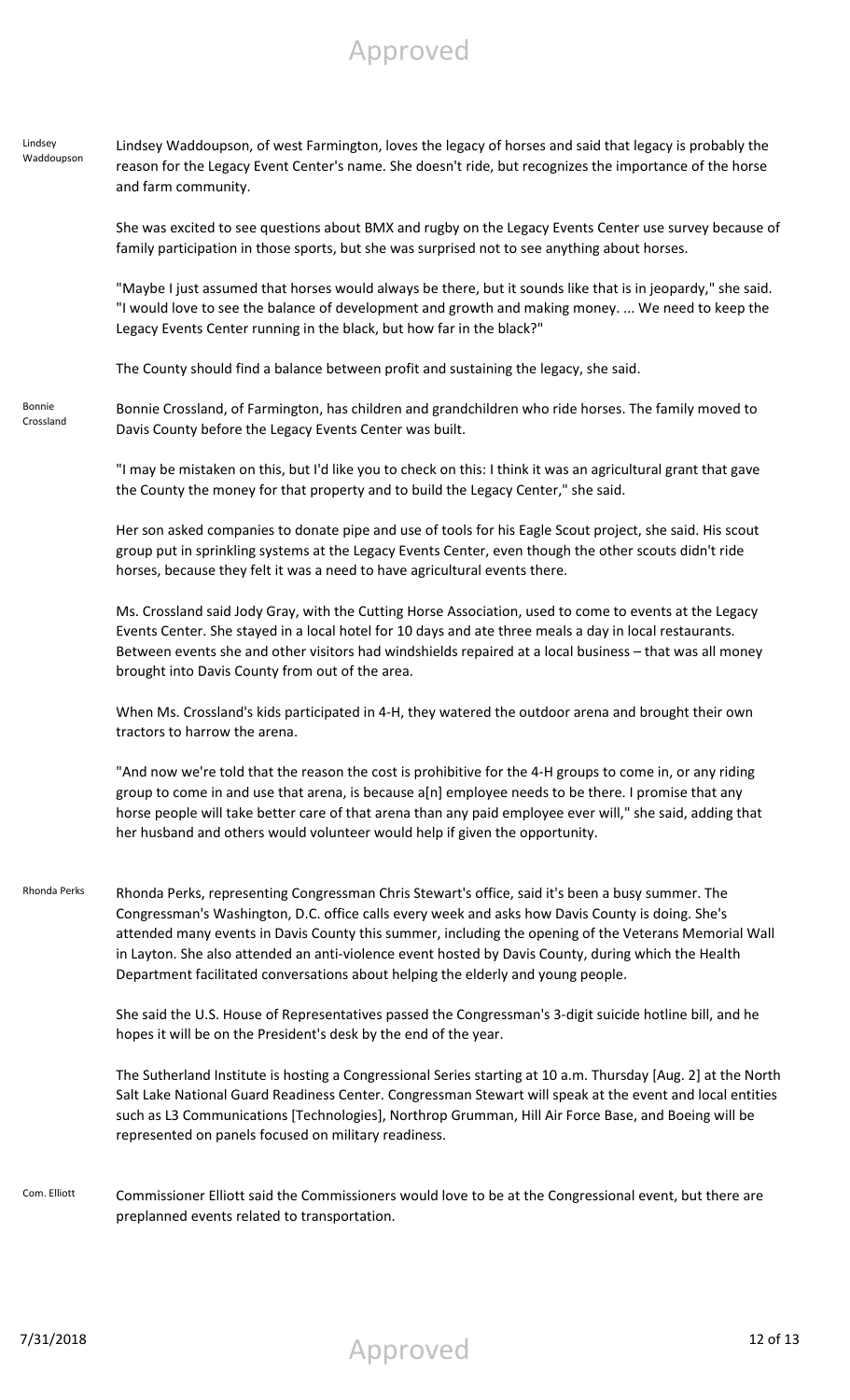**Lindsey Waddoupson**

Lindsey Waddoupson, of west Farmington, loves the legacy of horses and said that legacy is probably the reason for the Legacy Event Center's name. She doesn't ride, but recognizes the importance of the horse and farm community.

She was excited to see questions about BMX and rugby on the Legacy Events Center use survey because of family participation in those sports, but she was surprised not to see anything about horses.

"Maybe I just assumed that horses would always be there, but it sounds like that is in jeopardy," she said. "I would love to see the balance of development and growth and making money. ... We need to keep the Legacy Events Center running in the black, but how far in the black?"

The County should find a balance between profit and sustaining the legacy, she said.

**Bonnie Crossland**

Bonnie Crossland, of Farmington, has children and grandchildren who ride horses. The family moved to Davis County before the Legacy Events Center was built.

"I may be mistaken on this, but I'd like you to check on this: I think it was an agricultural grant that gave the County the money for that property and to build the Legacy Center," she said.

Her son asked companies to donate pipe and use of tools for his Eagle Scout project, she said. His scout group put in sprinkling systems at the Legacy Events Center, even though the other scouts didn't ride horses, because they felt it was a need to have agricultural events there.

Ms. Crossland said Jody Gray, with the Cutting Horse Association, used to come to events at the Legacy Events Center. She stayed in a local hotel for 10 days and ate three meals a day in local restaurants. Between events she and other visitors had windshields repaired at a local business – that was all money brought into Davis County from out of the area.

When Ms. Crossland's kids participated in 4-H, they watered the outdoor arena and brought their own tractors to harrow the arena.

"And now we're told that the reason the cost is prohibitive for the 4-H groups to come in, or any riding group to come in and use that arena, is because a[n] employee needs to be there. I promise that any horse people will take better care of that arena than any paid employee ever will," she said, adding that her husband and others would volunteer would help if given the opportunity.

**Rhonda Perks**

Rhonda Perks, representing Congressman Chris Stewart's office, said it's been a busy summer. The Congressman's Washington, D.C. office calls every week and asks how Davis County is doing. She's attended many events in Davis County this summer, including the opening of the Veterans Memorial Wall in Layton. She also attended an anti-violence event hosted by Davis County, during which the Health Department facilitated conversations about helping the elderly and young people.

She said the U.S. House of Representatives passed the Congressman's 3-digit suicide hotline bill, and he hopes it will be on the President's desk by the end of the year.

The Sutherland Institute is hosting a Congressional Series starting at 10 a.m. Thursday [Aug. 2] at the North Salt Lake National Guard Readiness Center. Congressman Stewart will speak at the event and local entities such as L3 Communications [Technologies], Northrop Grumman, Hill Air Force Base, and Boeing will be represented on panels focused on military readiness.

**Com. Elliott**

Commissioner Elliott said the Commissioners would love to be at the Congressional event, but there are preplanned events related to transportation.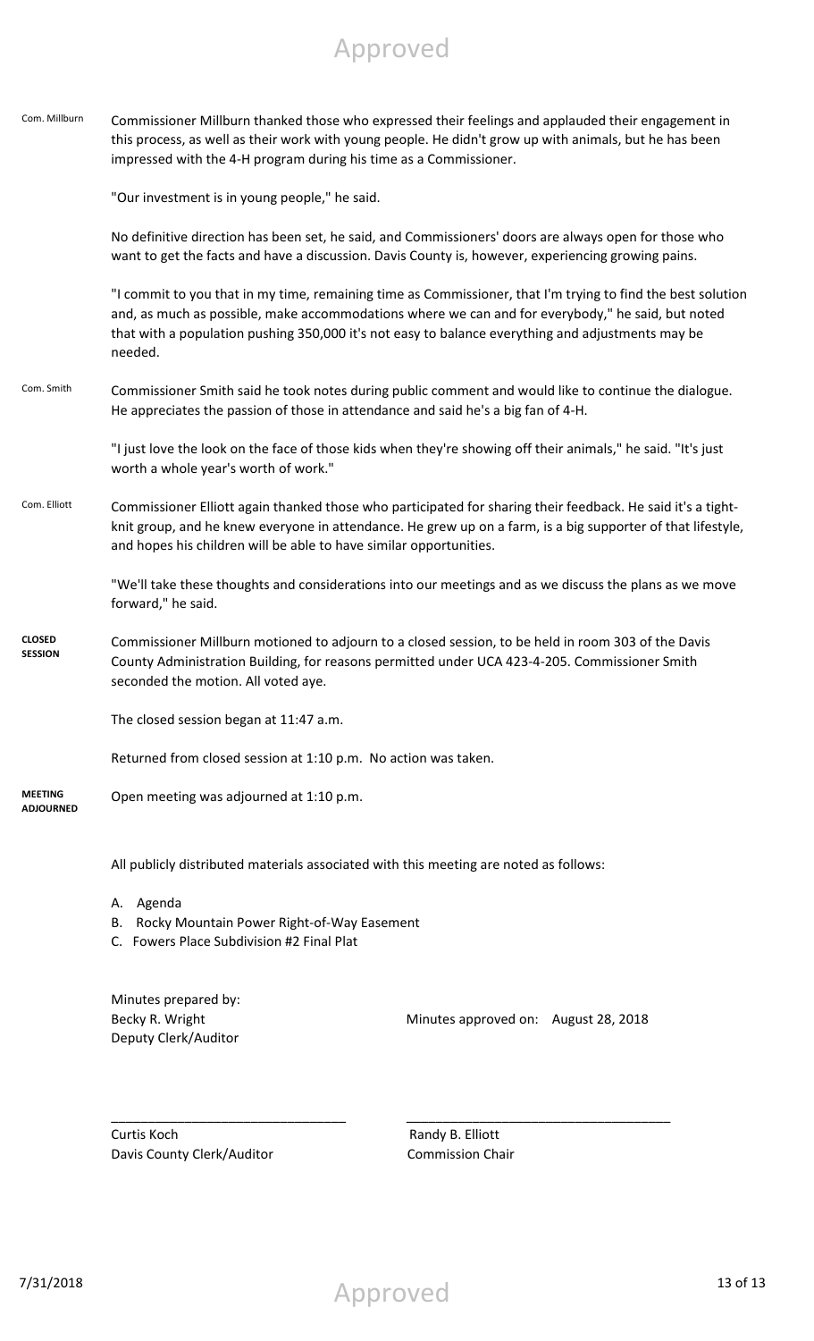**Com. Millburn** Commissioner Millburn thanked those who expressed their feelings and applauded their engagement in this process, as well as their work with young people. He didn't grow up with animals, but he has been impressed with the 4-H program during his time as a Commissioner.

"Our investment is in young people," he said.

No definitive direction has been set, he said, and Commissioners' doors are always open for those who want to get the facts and have a discussion. Davis County is, however, experiencing growing pains.

"I commit to you that in my time, remaining time as Commissioner, that I'm trying to find the best solution and, as much as possible, make accommodations where we can and for everybody," he said, but noted that with a population pushing 350,000 it's not easy to balance everything and adjustments may be needed.

**Com. Smith** Commissioner Smith said he took notes during public comment and would like to continue the dialogue. He appreciates the passion of those in attendance and said he's a big fan of 4-H.

"I just love the look on the face of those kids when they're showing off their animals," he said. "It's just worth a whole year's worth of work."

**Com. Elliott** Commissioner Elliott again thanked those who participated for sharing their feedback. He said it's a tight-knit group, and he knew everyone in attendance. He grew up on a farm, is a big supporter of that lifestyle, and hopes his children will be able to have similar opportunities.

"We'll take these thoughts and considerations into our meetings and as we discuss the plans as we move forward," he said.

**CLOSED SESSION** Commissioner Millburn motioned to adjourn to a closed session, to be held in room 303 of the Davis County Administration Building, for reasons permitted under UCA 423-4-205. Commissioner Smith seconded the motion. All voted aye.

The closed session began at 11:47 a.m.

Returned from closed session at 1:10 p.m. No action was taken.

**MEETING ADJOURNED** Open meeting was adjourned at 1:10 p.m.

All publicly distributed materials associated with this meeting are noted as follows:

A. Agenda
B. Rocky Mountain Power Right-of-Way Easement
C. Fowers Place Subdivision #2 Final Plat

Minutes prepared by:
Becky R. Wright
Deputy Clerk/Auditor

Minutes approved on: August 28, 2018

\_\_\_\_\_\_\_\_\_\_\_\_\_\_\_\_\_\_\_\_\_\_\_\_\_\_\_\_\_\_\_\_
Curtis Koch
Davis County Clerk/Auditor

\_\_\_\_\_\_\_\_\_\_\_\_\_\_\_\_\_\_\_\_\_\_\_\_\_\_\_\_\_\_\_\_
Randy B. Elliott
Commission Chair